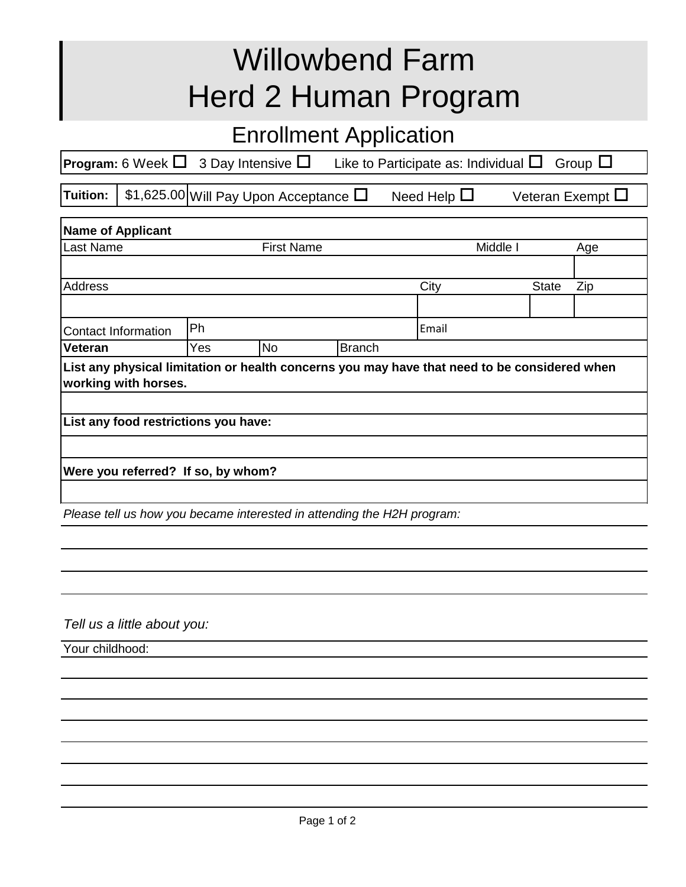# Willowbend Farm
# Herd 2 Human Program

## Enrollment Application

**Program:** 6 Week ☐ 3 Day Intensive ☐ Like to Participate as: Individual ☐ Group ☐

| **Tuition:** | $1,625.00 | Will Pay Upon Acceptance ☐ Need Help ☐ Veteran Exempt ☐ |
|---|---|---|

| **Name of Applicant** | | | | | | |
|---|---|---|---|---|---|---|
| Last Name | | First Name | | Middle I | | Age |
| | | | | | | |
| Address | | | | City | State | Zip |
| | | | | | | |
| Contact Information | Ph | | | Email | | |
| **Veteran** | Yes | No | Branch | | | |
| **List any physical limitation or health concerns you may have that need to be considered when working with horses.** | | | | | | |
| | | | | | | |
| **List any food restrictions you have:** | | | | | | |
| | | | | | | |
| **Were you referred? If so, by whom?** | | | | | | |
| | | | | | | |

*Please tell us how you became interested in attending the H2H program:*

*Tell us a little about you:*

Your childhood: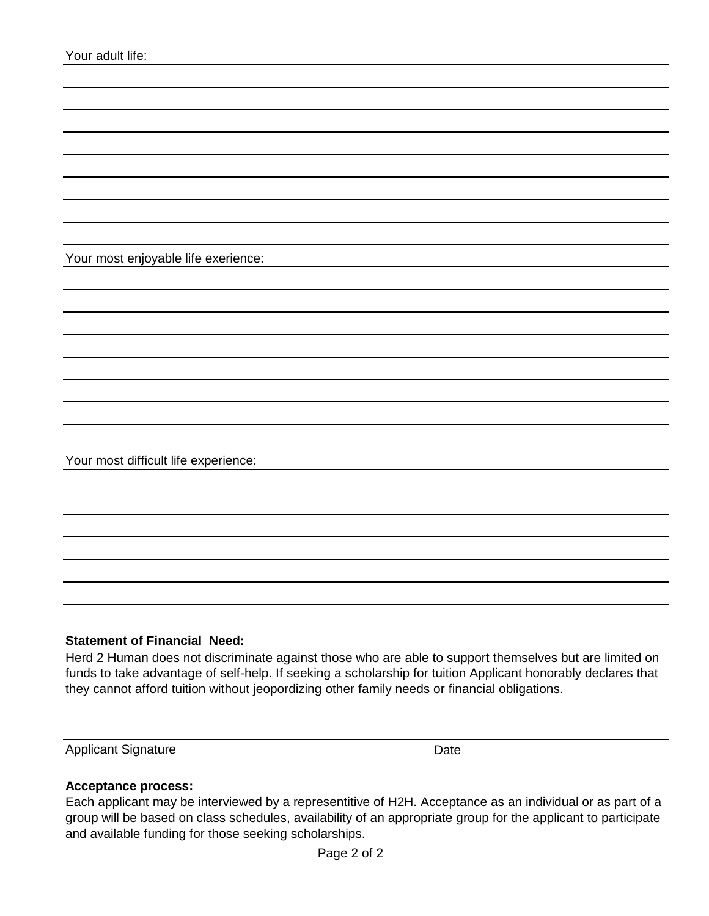Your adult life:

Your most enjoyable life exerience:

Your most difficult life experience:

**Statement of Financial Need:**

Herd 2 Human does not discriminate against those who are able to support themselves but are limited on funds to take advantage of self-help. If seeking a scholarship for tuition Applicant honorably declares that they cannot afford tuition without jeopordizing other family needs or financial obligations.

Applicant Signature Date

**Acceptance process:**

Each applicant may be interviewed by a representitive of H2H. Acceptance as an individual or as part of a group will be based on class schedules, availability of an appropriate group for the applicant to participate and available funding for those seeking scholarships.